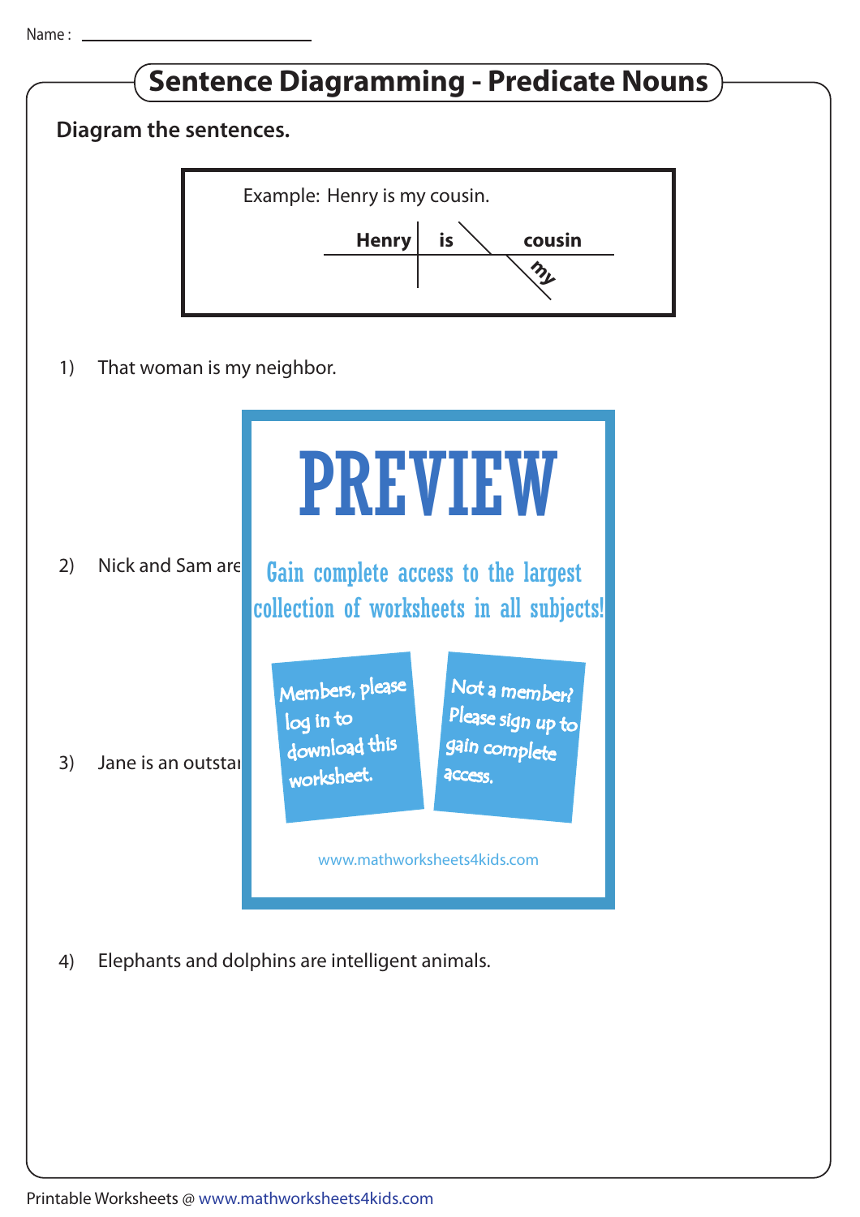Name : ______________________

# Sentence Diagramming - Predicate Nouns

**Diagram the sentences.**

Example: Henry is my cousin.

**Henry** | **is** \ **cousin**

(my — modifier of cousin)

1) That woman is my neighbor.

PREVIEW

Gain complete access to the largest collection of worksheets in all subjects!

Members, please log in to download this worksheet.

Not a member? Please sign up to gain complete access.

www.mathworksheets4kids.com

2) Nick and Sam are

3) Jane is an outsta

4) Elephants and dolphins are intelligent animals.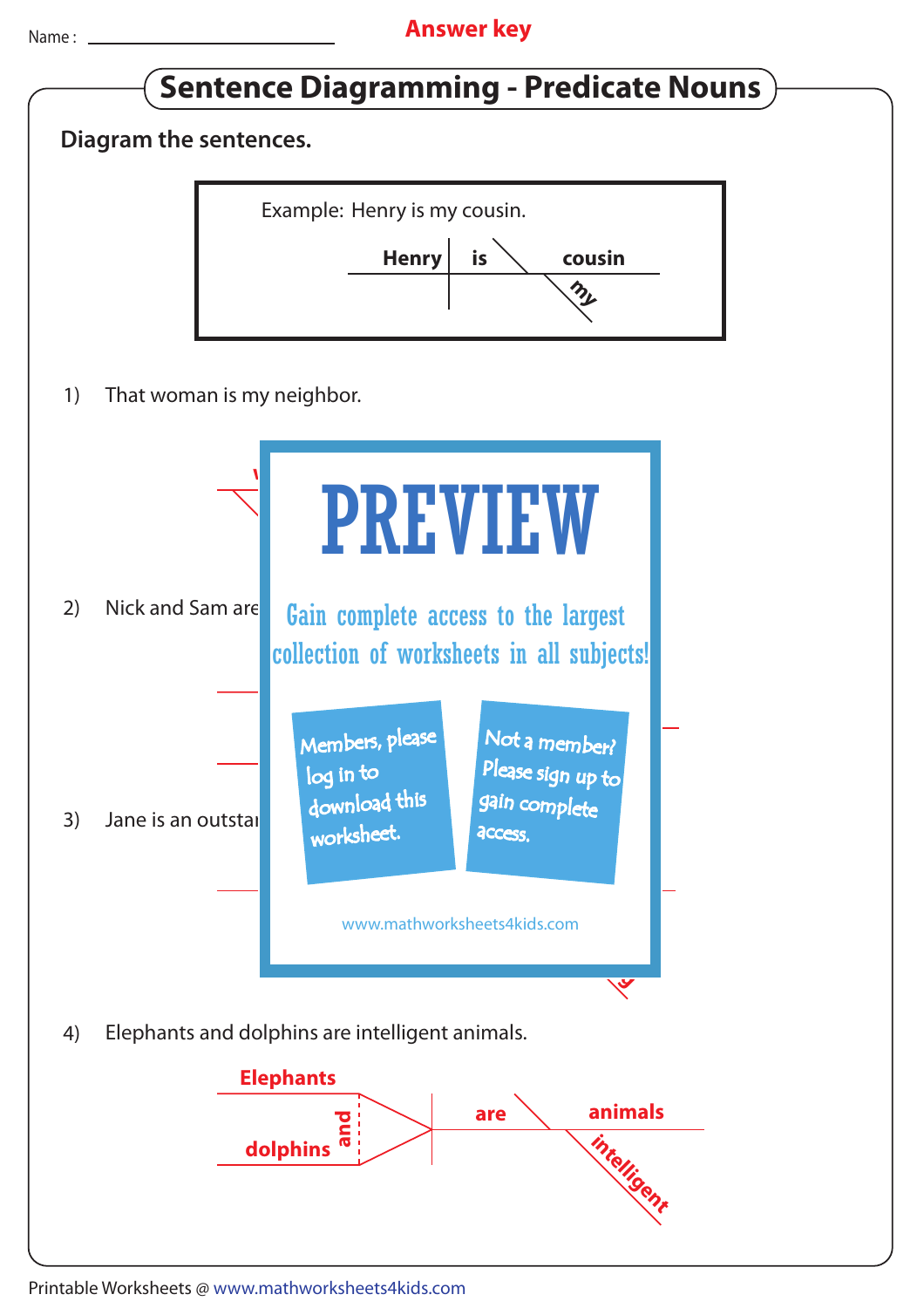Name :

**Answer key**

# Sentence Diagramming - Predicate Nouns

**Diagram the sentences.**

Example: Henry is my cousin.

Henry | is \ cousin
my

1) That woman is my neighbor.

2) Nick and Sam are

3) Jane is an outsta

PREVIEW

Gain complete access to the largest collection of worksheets in all subjects!

Members, please log in to download this worksheet.

Not a member? Please sign up to gain complete access.

www.mathworksheets4kids.com

4) Elephants and dolphins are intelligent animals.

Elephants
and
dolphins
are
animals
intelligent

Printable Worksheets @ www.mathworksheets4kids.com